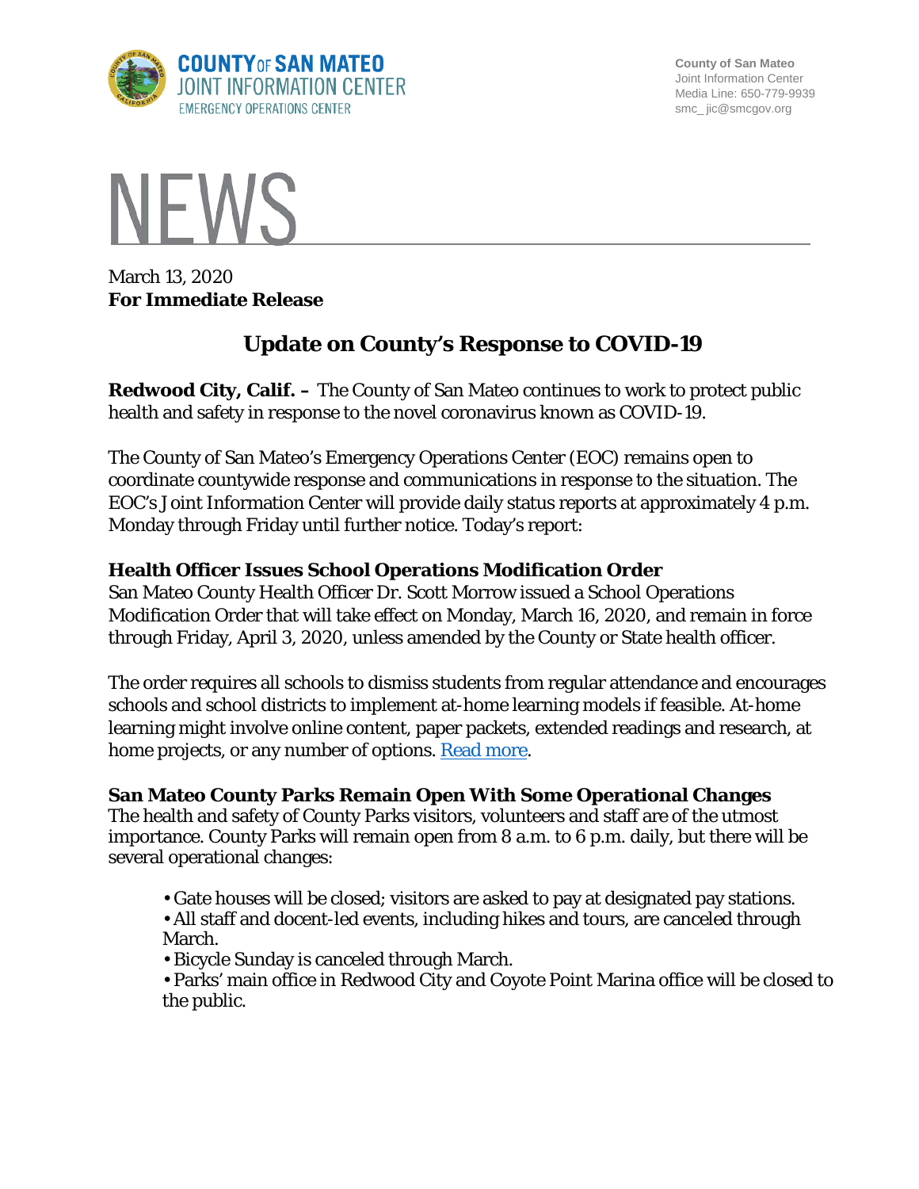COUNTY OF SAN MATEO
JOINT INFORMATION CENTER
EMERGENCY OPERATIONS CENTER

County of San Mateo
Joint Information Center
Media Line: 650-779-9939
smc_ jic@smcgov.org

# NEWS

March 13, 2020
**For Immediate Release**

## Update on County's Response to COVID-19

**Redwood City, Calif. –** The County of San Mateo continues to work to protect public health and safety in response to the novel coronavirus known as COVID-19.

The County of San Mateo's Emergency Operations Center (EOC) remains open to coordinate countywide response and communications in response to the situation. The EOC's Joint Information Center will provide daily status reports at approximately 4 p.m. Monday through Friday until further notice. Today's report:

### Health Officer Issues School Operations Modification Order

San Mateo County Health Officer Dr. Scott Morrow issued a School Operations Modification Order that will take effect on Monday, March 16, 2020, and remain in force through Friday, April 3, 2020, unless amended by the County or State health officer.

The order requires all schools to dismiss students from regular attendance and encourages schools and school districts to implement at-home learning models if feasible. At-home learning might involve online content, paper packets, extended readings and research, at home projects, or any number of options. Read more.

### San Mateo County Parks Remain Open With Some Operational Changes

The health and safety of County Parks visitors, volunteers and staff are of the utmost importance. County Parks will remain open from 8 a.m. to 6 p.m. daily, but there will be several operational changes:

- Gate houses will be closed; visitors are asked to pay at designated pay stations.
- All staff and docent-led events, including hikes and tours, are canceled through March.
- Bicycle Sunday is canceled through March.
- Parks' main office in Redwood City and Coyote Point Marina office will be closed to the public.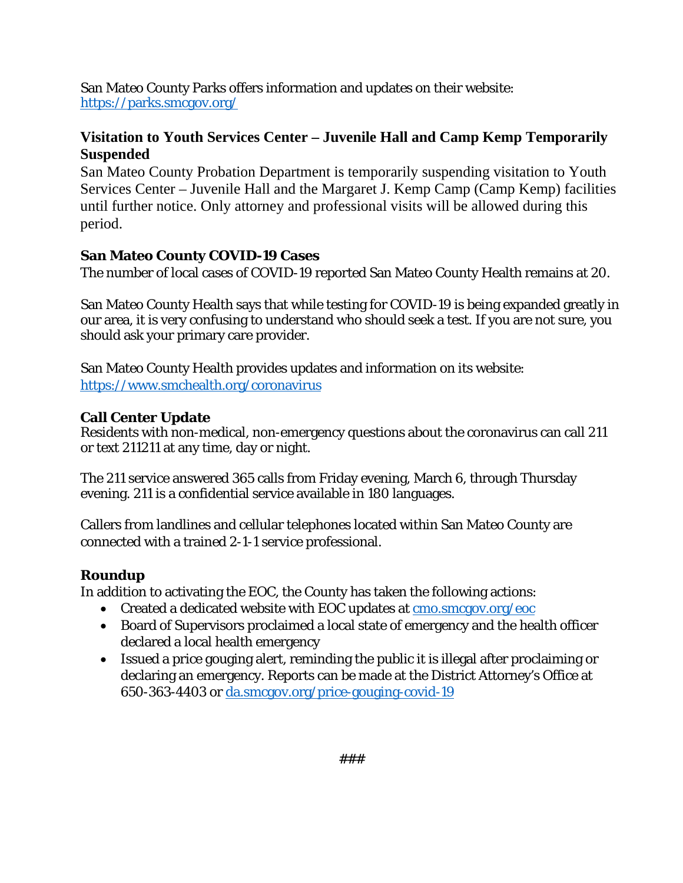San Mateo County Parks offers information and updates on their website: [https://parks.smcgov.org/](https://parks.smcgov.org/)

**Visitation to Youth Services Center – Juvenile Hall and Camp Kemp Temporarily Suspended**

San Mateo County Probation Department is temporarily suspending visitation to Youth Services Center – Juvenile Hall and the Margaret J. Kemp Camp (Camp Kemp) facilities until further notice. Only attorney and professional visits will be allowed during this period.

**San Mateo County COVID-19 Cases**

The number of local cases of COVID-19 reported San Mateo County Health remains at 20.

San Mateo County Health says that while testing for COVID-19 is being expanded greatly in our area, it is very confusing to understand who should seek a test. If you are not sure, you should ask your primary care provider.

San Mateo County Health provides updates and information on its website: [https://www.smchealth.org/coronavirus](https://www.smchealth.org/coronavirus)

**Call Center Update**

Residents with non-medical, non-emergency questions about the coronavirus can call 211 or text 211211 at any time, day or night.

The 211 service answered 365 calls from Friday evening, March 6, through Thursday evening. 211 is a confidential service available in 180 languages.

Callers from landlines and cellular telephones located within San Mateo County are connected with a trained 2-1-1 service professional.

**Roundup**

In addition to activating the EOC, the County has taken the following actions:

- Created a dedicated website with EOC updates at [cmo.smcgov.org/eoc](cmo.smcgov.org/eoc)
- Board of Supervisors proclaimed a local state of emergency and the health officer declared a local health emergency
- Issued a price gouging alert, reminding the public it is illegal after proclaiming or declaring an emergency. Reports can be made at the District Attorney's Office at 650-363-4403 or [da.smcgov.org/price-gouging-covid-19](da.smcgov.org/price-gouging-covid-19)

###